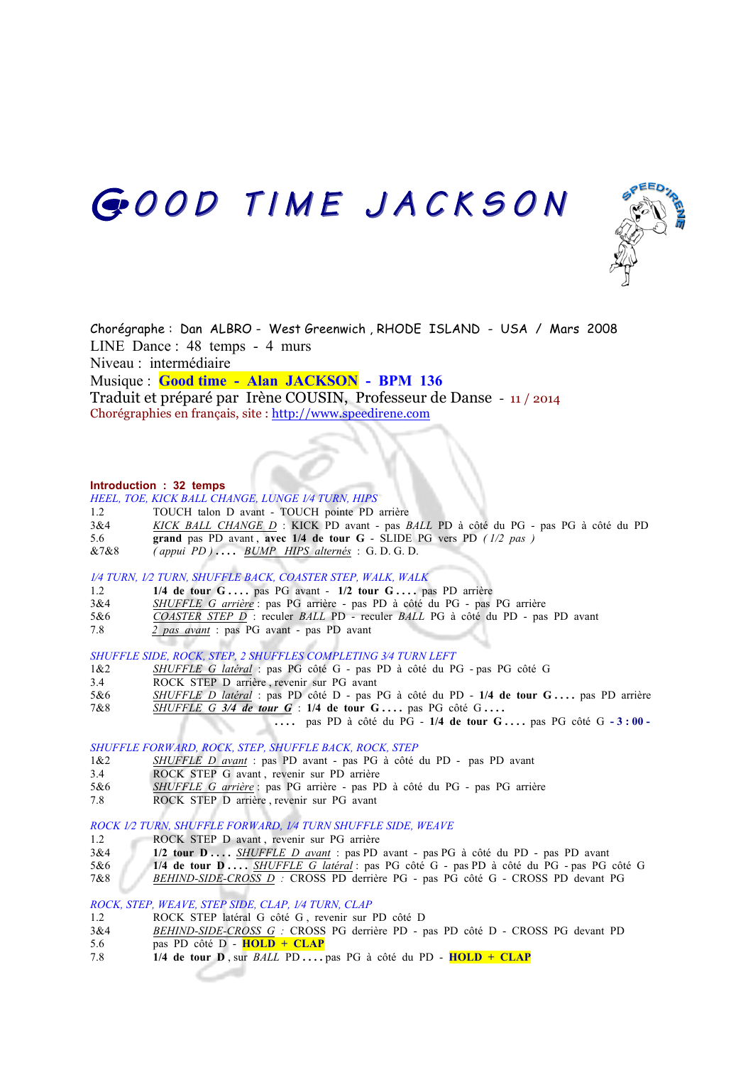# GOOD TIME JACKSON

Chorégraphe : Dan ALBRO - West Greenwich , RHODE ISLAND - USA / Mars 2008
LINE Dance : 48 temps - 4 murs
Niveau : intermédiaire
Musique : **Good time - Alan JACKSON - BPM 136**
Traduit et préparé par Irène COUSIN, Professeur de Danse - 11 / 2014
Chorégraphies en français, site : http://www.speedirene.com

**Introduction : 32 temps**

*HEEL, TOE, KICK BALL CHANGE, LUNGE 1/4 TURN, HIPS*

| | |
|---|---|
| 1.2 | TOUCH talon D avant - TOUCH pointe PD arrière |
| 3&4 | *KICK BALL CHANGE D* : KICK PD avant - pas *BALL* PD à côté du PG - pas PG à côté du PD |
| 5.6 | **grand** pas PD avant , **avec 1/4 de tour G** - SLIDE PG vers PD *( 1/2 pas )* |
| &7&8 | *( appui PD ) . . . .* *BUMP HIPS alternés* : G. D. G. D. |

*1/4 TURN, 1/2 TURN, SHUFFLE BACK, COASTER STEP, WALK, WALK*

| | |
|---|---|
| 1.2 | **1/4 de tour G . . . .** pas PG avant - **1/2 tour G . . . .** pas PD arrière |
| 3&4 | *SHUFFLE G arrière* : pas PG arrière - pas PD à côté du PG - pas PG arrière |
| 5&6 | *COASTER STEP D* : reculer *BALL* PD - reculer *BALL* PG à côté du PD - pas PD avant |
| 7.8 | *2 pas avant* : pas PG avant - pas PD avant |

*SHUFFLE SIDE, ROCK, STEP, 2 SHUFFLES COMPLETING 3/4 TURN LEFT*

| | |
|---|---|
| 1&2 | *SHUFFLE G latéral* : pas PG côté G - pas PD à côté du PG - pas PG côté G |
| 3.4 | ROCK STEP D arrière , revenir sur PG avant |
| 5&6 | *SHUFFLE D latéral* : pas PD côté D - pas PG à côté du PD - **1/4 de tour G . . . .** pas PD arrière |
| 7&8 | *SHUFFLE G 3/4 de tour G* : **1/4 de tour G . . . .** pas PG côté G . . . . <br> . . . . pas PD à côté du PG - **1/4 de tour G . . . .** pas PG côté G **- 3 : 00 -** |

*SHUFFLE FORWARD, ROCK, STEP, SHUFFLE BACK, ROCK, STEP*

| | |
|---|---|
| 1&2 | *SHUFFLE D avant* : pas PD avant - pas PG à côté du PD - pas PD avant |
| 3.4 | ROCK STEP G avant , revenir sur PD arrière |
| 5&6 | *SHUFFLE G arrière* : pas PG arrière - pas PD à côté du PG - pas PG arrière |
| 7.8 | ROCK STEP D arrière , revenir sur PG avant |

*ROCK 1/2 TURN, SHUFFLE FORWARD, 1/4 TURN SHUFFLE SIDE, WEAVE*

| | |
|---|---|
| 1.2 | ROCK STEP D avant , revenir sur PG arrière |
| 3&4 | **1/2 tour D . . . .** *SHUFFLE D avant* : pas PD avant - pas PG à côté du PD - pas PD avant |
| 5&6 | **1/4 de tour D . . . .** *SHUFFLE G latéral* : pas PG côté G - pas PD à côté du PG - pas PG côté G |
| 7&8 | *BEHIND-SIDE-CROSS D* : CROSS PD derrière PG - pas PG côté G - CROSS PD devant PG |

*ROCK, STEP, WEAVE, STEP SIDE, CLAP, 1/4 TURN, CLAP*

| | |
|---|---|
| 1.2 | ROCK STEP latéral G côté G , revenir sur PD côté D |
| 3&4 | *BEHIND-SIDE-CROSS G* : CROSS PG derrière PD - pas PD côté D - CROSS PG devant PD |
| 5.6 | pas PD côté D - **HOLD + CLAP** |
| 7.8 | **1/4 de tour D** , sur *BALL* PD . . . . pas PG à côté du PD - **HOLD + CLAP** |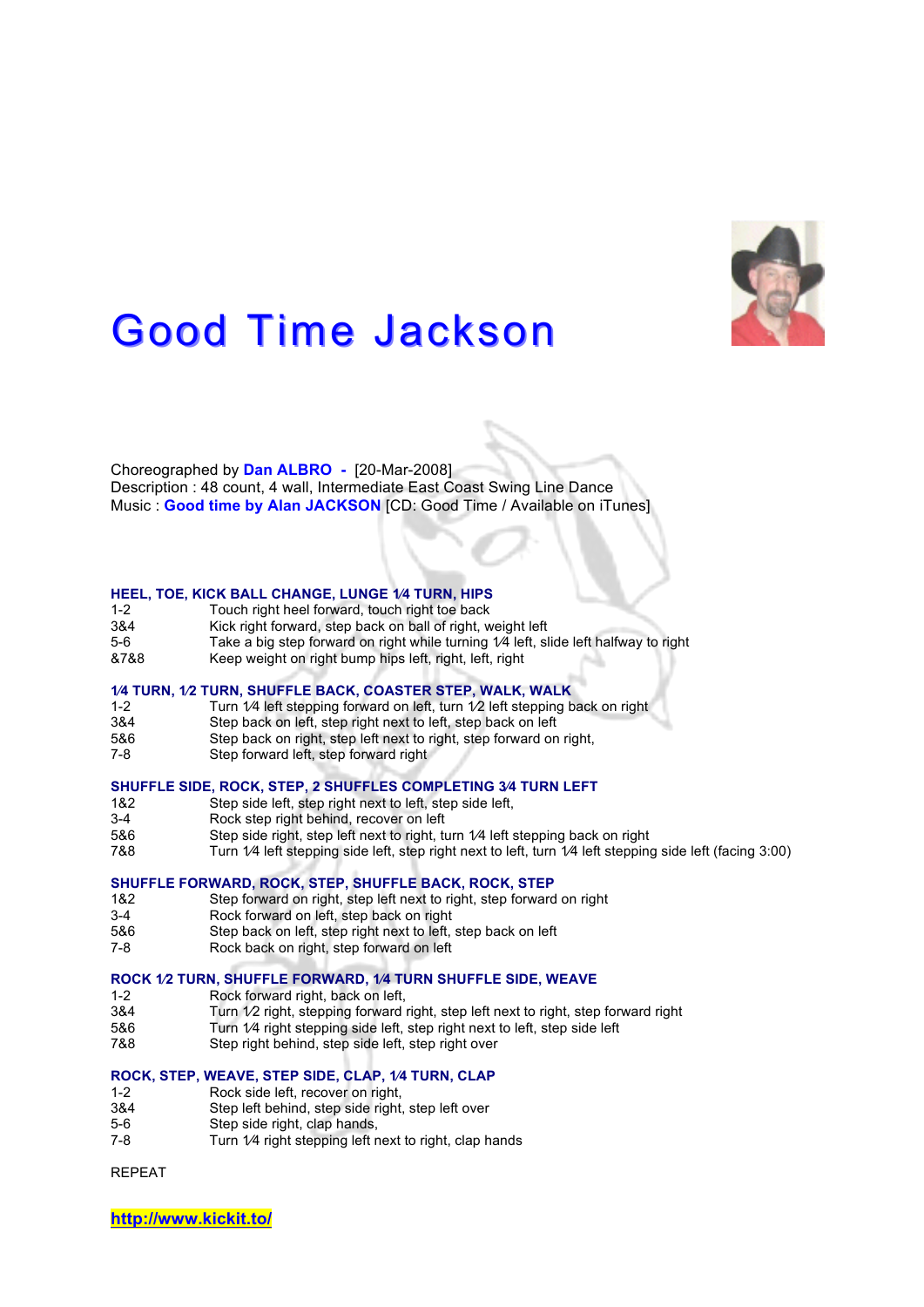# Good Time Jackson

Choreographed by **Dan ALBRO** - [20-Mar-2008]
Description : 48 count, 4 wall, Intermediate East Coast Swing Line Dance
Music : **Good time by Alan JACKSON** [CD: Good Time / Available on iTunes]

### HEEL, TOE, KICK BALL CHANGE, LUNGE 1⁄4 TURN, HIPS

| | |
|---|---|
| 1-2 | Touch right heel forward, touch right toe back |
| 3&4 | Kick right forward, step back on ball of right, weight left |
| 5-6 | Take a big step forward on right while turning 1⁄4 left, slide left halfway to right |
| &7&8 | Keep weight on right bump hips left, right, left, right |

### 1⁄4 TURN, 1⁄2 TURN, SHUFFLE BACK, COASTER STEP, WALK, WALK

| | |
|---|---|
| 1-2 | Turn 1⁄4 left stepping forward on left, turn 1⁄2 left stepping back on right |
| 3&4 | Step back on left, step right next to left, step back on left |
| 5&6 | Step back on right, step left next to right, step forward on right, |
| 7-8 | Step forward left, step forward right |

### SHUFFLE SIDE, ROCK, STEP, 2 SHUFFLES COMPLETING 3⁄4 TURN LEFT

| | |
|---|---|
| 1&2 | Step side left, step right next to left, step side left, |
| 3-4 | Rock step right behind, recover on left |
| 5&6 | Step side right, step left next to right, turn 1⁄4 left stepping back on right |
| 7&8 | Turn 1⁄4 left stepping side left, step right next to left, turn 1⁄4 left stepping side left (facing 3:00) |

### SHUFFLE FORWARD, ROCK, STEP, SHUFFLE BACK, ROCK, STEP

| | |
|---|---|
| 1&2 | Step forward on right, step left next to right, step forward on right |
| 3-4 | Rock forward on left, step back on right |
| 5&6 | Step back on left, step right next to left, step back on left |
| 7-8 | Rock back on right, step forward on left |

### ROCK 1⁄2 TURN, SHUFFLE FORWARD, 1⁄4 TURN SHUFFLE SIDE, WEAVE

| | |
|---|---|
| 1-2 | Rock forward right, back on left, |
| 3&4 | Turn 1⁄2 right, stepping forward right, step left next to right, step forward right |
| 5&6 | Turn 1⁄4 right stepping side left, step right next to left, step side left |
| 7&8 | Step right behind, step side left, step right over |

### ROCK, STEP, WEAVE, STEP SIDE, CLAP, 1⁄4 TURN, CLAP

| | |
|---|---|
| 1-2 | Rock side left, recover on right, |
| 3&4 | Step left behind, step side right, step left over |
| 5-6 | Step side right, clap hands, |
| 7-8 | Turn 1⁄4 right stepping left next to right, clap hands |

REPEAT

http://www.kickit.to/